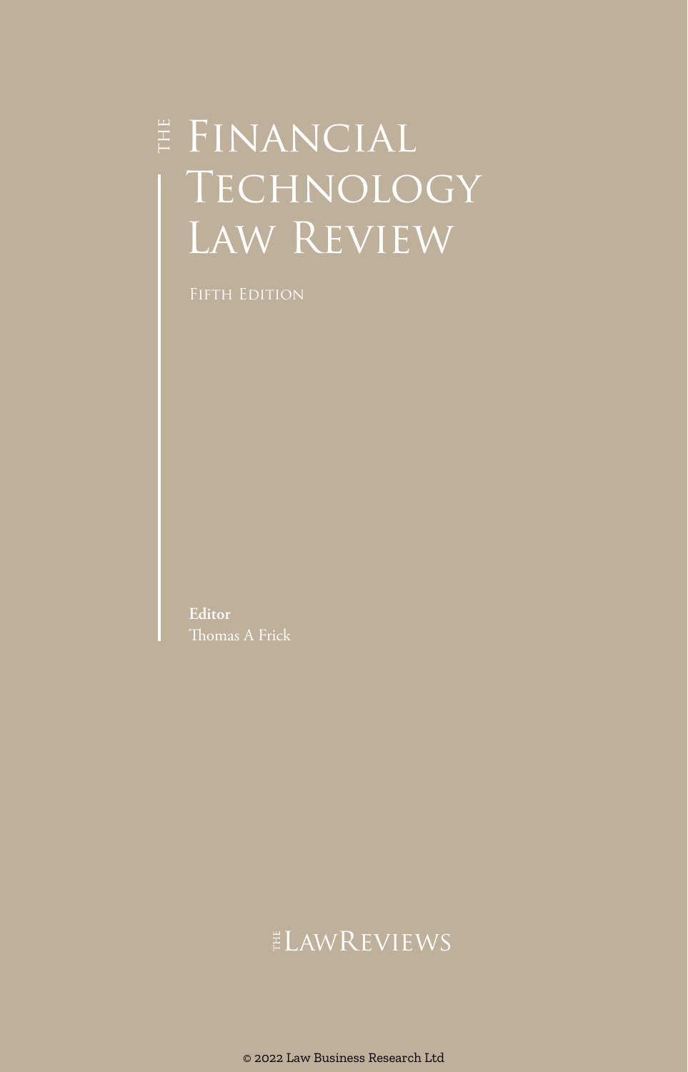# The Financial Technology Law Review

Fifth Edition

**Editor**
Thomas A Frick

The LawReviews

© 2022 Law Business Research Ltd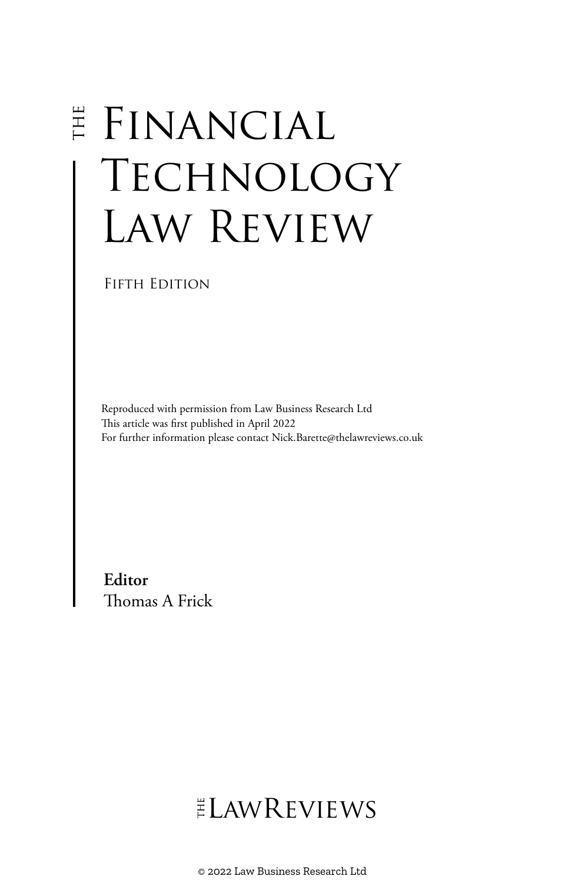# THE FINANCIAL TECHNOLOGY LAW REVIEW

FIFTH EDITION

Reproduced with permission from Law Business Research Ltd
This article was first published in April 2022
For further information please contact Nick.Barette@thelawreviews.co.uk

**Editor**
Thomas A Frick

THE LAWREVIEWS

© 2022 Law Business Research Ltd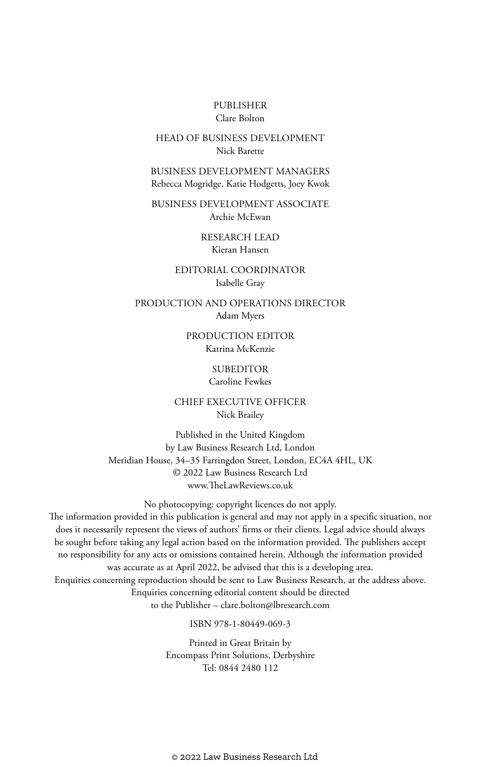PUBLISHER
Clare Bolton

HEAD OF BUSINESS DEVELOPMENT
Nick Barette

BUSINESS DEVELOPMENT MANAGERS
Rebecca Mogridge, Katie Hodgetts, Joey Kwok

BUSINESS DEVELOPMENT ASSOCIATE
Archie McEwan

RESEARCH LEAD
Kieran Hansen

EDITORIAL COORDINATOR
Isabelle Gray

PRODUCTION AND OPERATIONS DIRECTOR
Adam Myers

PRODUCTION EDITOR
Katrina McKenzie

SUBEDITOR
Caroline Fewkes

CHIEF EXECUTIVE OFFICER
Nick Brailey

Published in the United Kingdom
by Law Business Research Ltd, London
Meridian House, 34–35 Farringdon Street, London, EC4A 4HL, UK
© 2022 Law Business Research Ltd
www.TheLawReviews.co.uk

No photocopying: copyright licences do not apply.
The information provided in this publication is general and may not apply in a specific situation, nor does it necessarily represent the views of authors' firms or their clients. Legal advice should always be sought before taking any legal action based on the information provided. The publishers accept no responsibility for any acts or omissions contained herein. Although the information provided was accurate as at April 2022, be advised that this is a developing area.
Enquiries concerning reproduction should be sent to Law Business Research, at the address above.
Enquiries concerning editorial content should be directed
to the Publisher – clare.bolton@lbresearch.com

ISBN 978-1-80449-069-3

Printed in Great Britain by
Encompass Print Solutions, Derbyshire
Tel: 0844 2480 112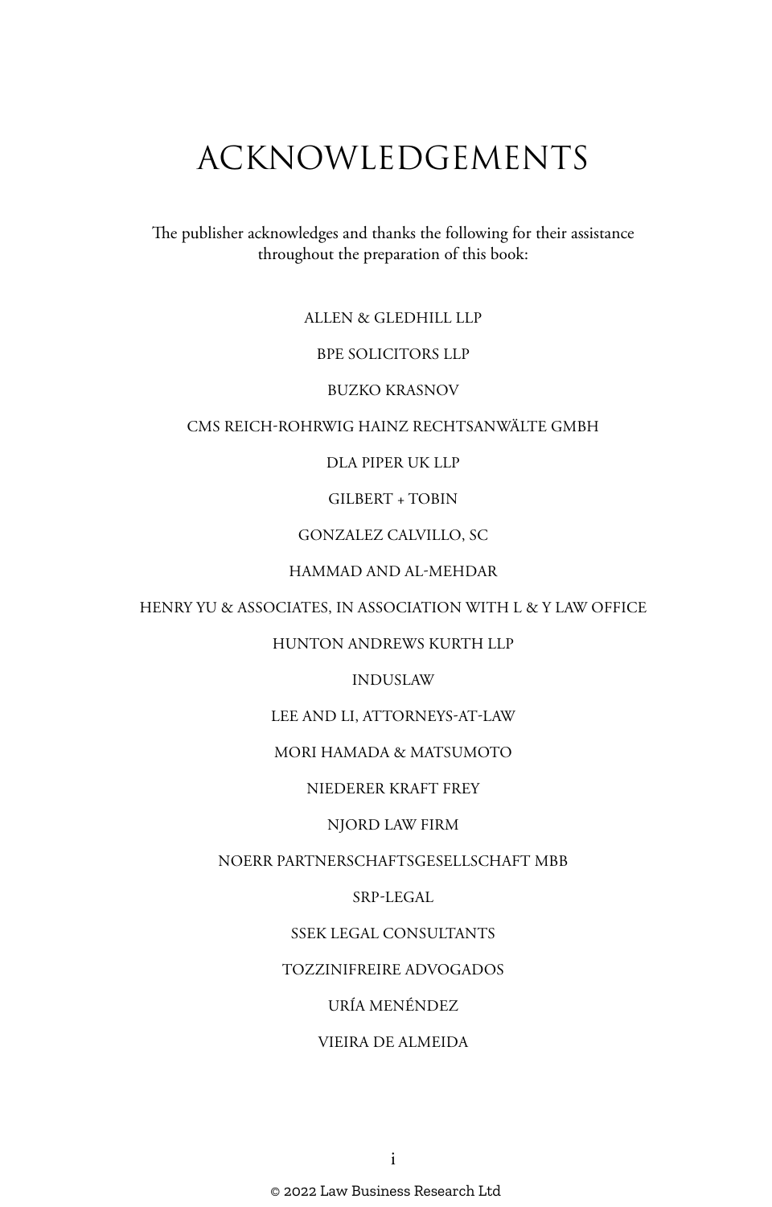# ACKNOWLEDGEMENTS

The publisher acknowledges and thanks the following for their assistance throughout the preparation of this book:

ALLEN & GLEDHILL LLP

BPE SOLICITORS LLP

BUZKO KRASNOV

CMS REICH-ROHRWIG HAINZ RECHTSANWÄLTE GMBH

DLA PIPER UK LLP

GILBERT + TOBIN

GONZALEZ CALVILLO, SC

HAMMAD AND AL-MEHDAR

HENRY YU & ASSOCIATES, IN ASSOCIATION WITH L & Y LAW OFFICE

HUNTON ANDREWS KURTH LLP

INDUSLAW

LEE AND LI, ATTORNEYS-AT-LAW

MORI HAMADA & MATSUMOTO

NIEDERER KRAFT FREY

NJORD LAW FIRM

NOERR PARTNERSCHAFTSGESELLSCHAFT MBB

SRP-LEGAL

SSEK LEGAL CONSULTANTS

TOZZINIFREIRE ADVOGADOS

URÍA MENÉNDEZ

VIEIRA DE ALMEIDA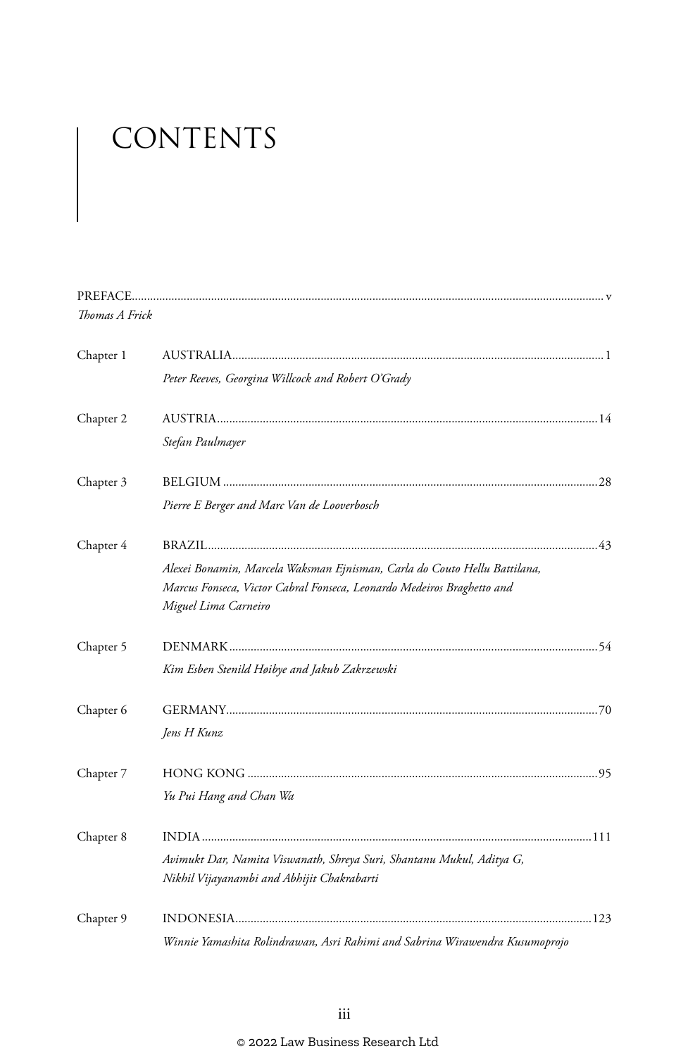# CONTENTS

PREFACE ........................................................................................................................ v
*Thomas A Frick*

Chapter 1 AUSTRALIA ........................................................................................................ 1
*Peter Reeves, Georgina Willcock and Robert O'Grady*

Chapter 2 AUSTRIA .......................................................................................................... 14
*Stefan Paulmayer*

Chapter 3 BELGIUM ......................................................................................................... 28
*Pierre E Berger and Marc Van de Looverbosch*

Chapter 4 BRAZIL ............................................................................................................. 43
*Alexei Bonamin, Marcela Waksman Ejnisman, Carla do Couto Hellu Battilana, Marcus Fonseca, Victor Cabral Fonseca, Leonardo Medeiros Braghetto and Miguel Lima Carneiro*

Chapter 5 DENMARK ....................................................................................................... 54
*Kim Esben Stenild Høibye and Jakub Zakrzewski*

Chapter 6 GERMANY ........................................................................................................ 70
*Jens H Kunz*

Chapter 7 HONG KONG ................................................................................................... 95
*Yu Pui Hang and Chan Wa*

Chapter 8 INDIA .............................................................................................................. 111
*Avimukt Dar, Namita Viswanath, Shreya Suri, Shantanu Mukul, Aditya G, Nikhil Vijayanambi and Abhijit Chakrabarti*

Chapter 9 INDONESIA ..................................................................................................... 123
*Winnie Yamashita Rolindrawan, Asri Rahimi and Sabrina Wirawendra Kusumoprojo*

© 2022 Law Business Research Ltd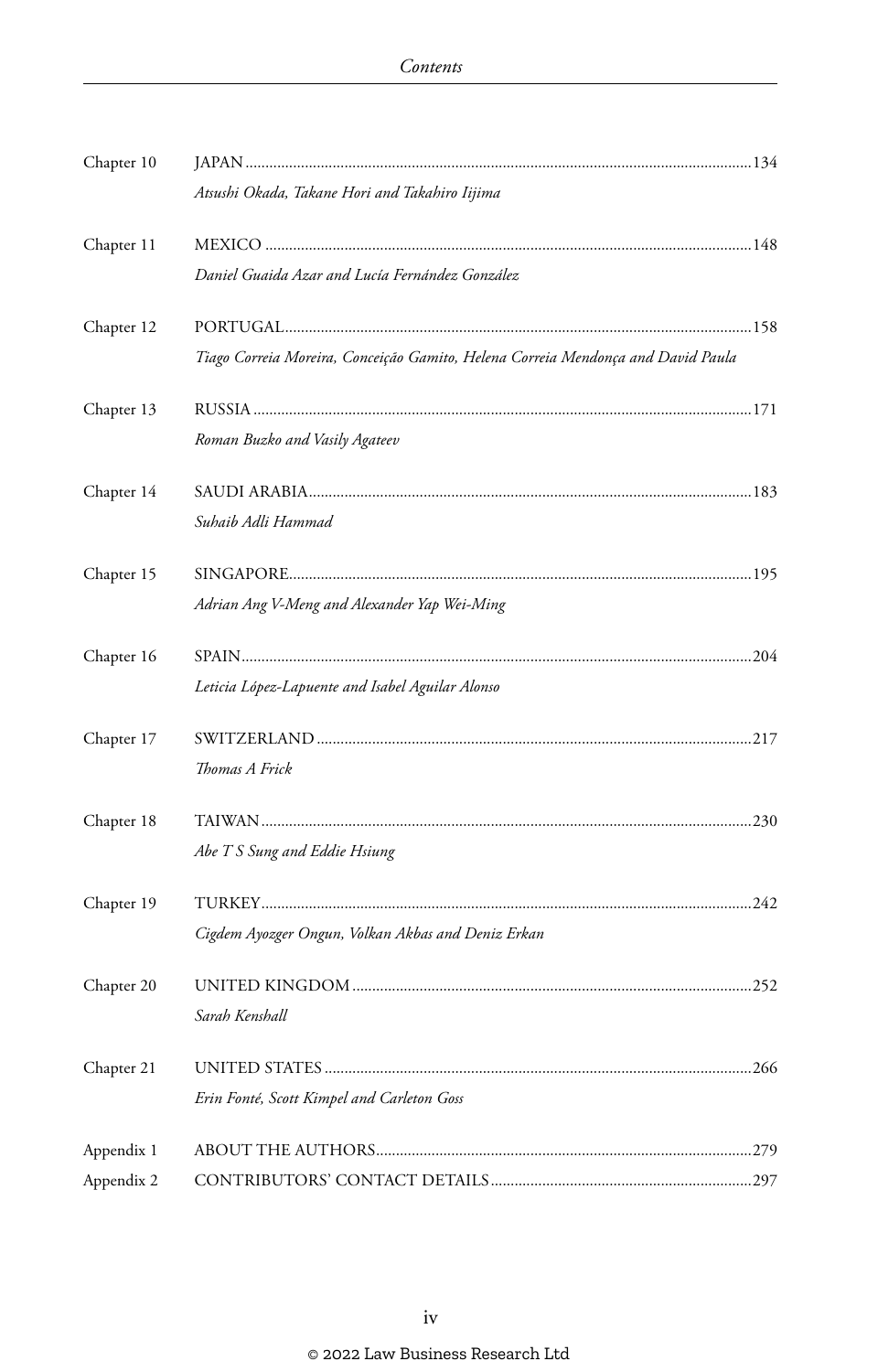Chapter 10 JAPAN .......... 134

*Atsushi Okada, Takane Hori and Takahiro Iijima*

Chapter 11 MEXICO .......... 148

*Daniel Guaida Azar and Lucía Fernández González*

Chapter 12 PORTUGAL .......... 158

*Tiago Correia Moreira, Conceição Gamito, Helena Correia Mendonça and David Paula*

Chapter 13 RUSSIA .......... 171

*Roman Buzko and Vasily Agateev*

Chapter 14 SAUDI ARABIA .......... 183

*Suhaib Adli Hammad*

Chapter 15 SINGAPORE .......... 195

*Adrian Ang V-Meng and Alexander Yap Wei-Ming*

Chapter 16 SPAIN .......... 204

*Leticia López-Lapuente and Isabel Aguilar Alonso*

Chapter 17 SWITZERLAND .......... 217

*Thomas A Frick*

Chapter 18 TAIWAN .......... 230

*Abe T S Sung and Eddie Hsiung*

Chapter 19 TURKEY .......... 242

*Cigdem Ayozger Ongun, Volkan Akbas and Deniz Erkan*

Chapter 20 UNITED KINGDOM .......... 252

*Sarah Kenshall*

Chapter 21 UNITED STATES .......... 266

*Erin Fonté, Scott Kimpel and Carleton Goss*

Appendix 1 ABOUT THE AUTHORS .......... 279

Appendix 2 CONTRIBUTORS' CONTACT DETAILS .......... 297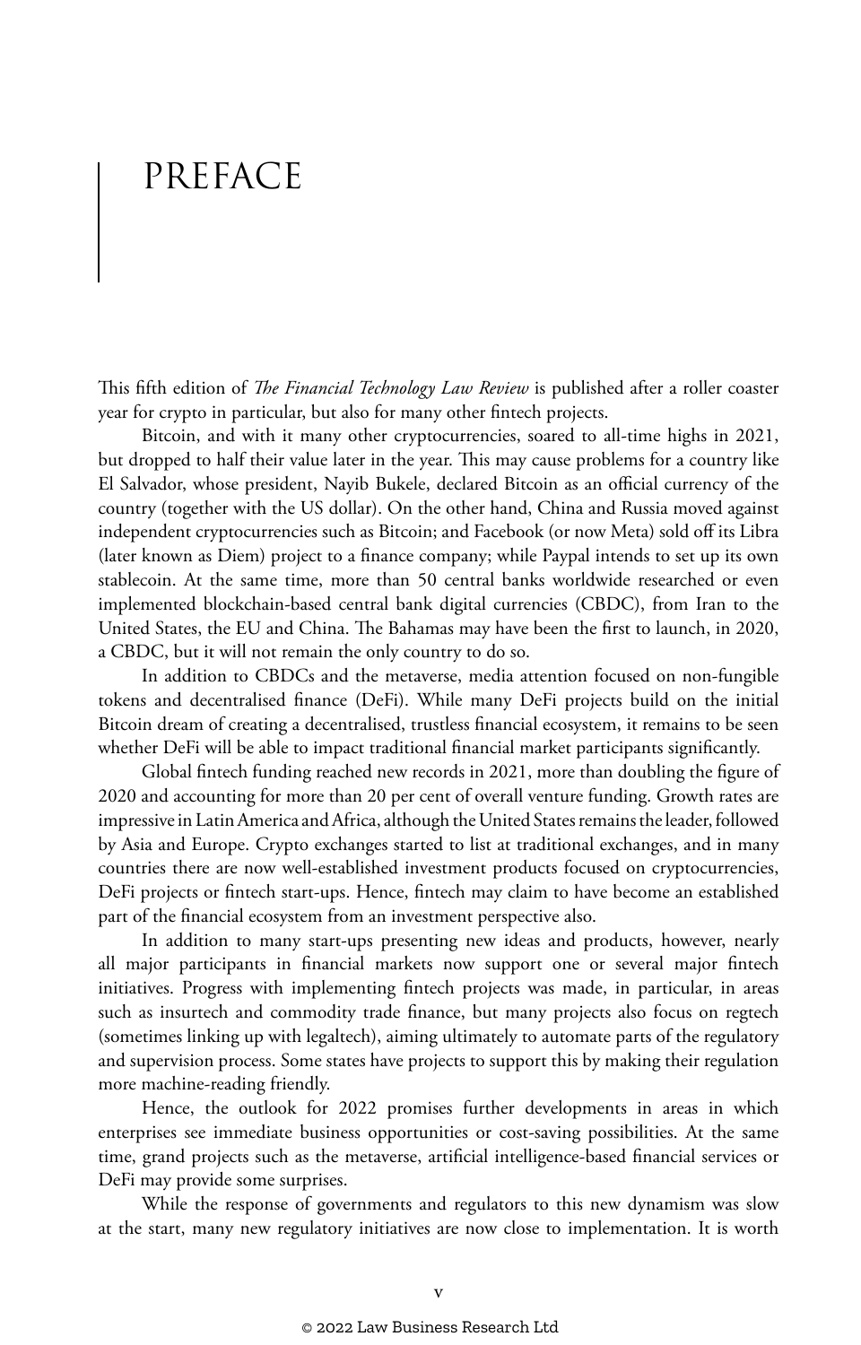# PREFACE

This fifth edition of *The Financial Technology Law Review* is published after a roller coaster year for crypto in particular, but also for many other fintech projects.

Bitcoin, and with it many other cryptocurrencies, soared to all-time highs in 2021, but dropped to half their value later in the year. This may cause problems for a country like El Salvador, whose president, Nayib Bukele, declared Bitcoin as an official currency of the country (together with the US dollar). On the other hand, China and Russia moved against independent cryptocurrencies such as Bitcoin; and Facebook (or now Meta) sold off its Libra (later known as Diem) project to a finance company; while Paypal intends to set up its own stablecoin. At the same time, more than 50 central banks worldwide researched or even implemented blockchain-based central bank digital currencies (CBDC), from Iran to the United States, the EU and China. The Bahamas may have been the first to launch, in 2020, a CBDC, but it will not remain the only country to do so.

In addition to CBDCs and the metaverse, media attention focused on non-fungible tokens and decentralised finance (DeFi). While many DeFi projects build on the initial Bitcoin dream of creating a decentralised, trustless financial ecosystem, it remains to be seen whether DeFi will be able to impact traditional financial market participants significantly.

Global fintech funding reached new records in 2021, more than doubling the figure of 2020 and accounting for more than 20 per cent of overall venture funding. Growth rates are impressive in Latin America and Africa, although the United States remains the leader, followed by Asia and Europe. Crypto exchanges started to list at traditional exchanges, and in many countries there are now well-established investment products focused on cryptocurrencies, DeFi projects or fintech start-ups. Hence, fintech may claim to have become an established part of the financial ecosystem from an investment perspective also.

In addition to many start-ups presenting new ideas and products, however, nearly all major participants in financial markets now support one or several major fintech initiatives. Progress with implementing fintech projects was made, in particular, in areas such as insurtech and commodity trade finance, but many projects also focus on regtech (sometimes linking up with legaltech), aiming ultimately to automate parts of the regulatory and supervision process. Some states have projects to support this by making their regulation more machine-reading friendly.

Hence, the outlook for 2022 promises further developments in areas in which enterprises see immediate business opportunities or cost-saving possibilities. At the same time, grand projects such as the metaverse, artificial intelligence-based financial services or DeFi may provide some surprises.

While the response of governments and regulators to this new dynamism was slow at the start, many new regulatory initiatives are now close to implementation. It is worth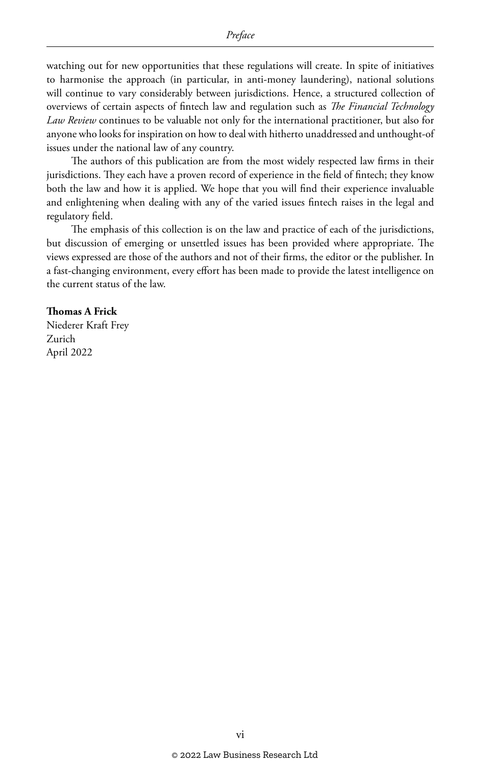watching out for new opportunities that these regulations will create. In spite of initiatives to harmonise the approach (in particular, in anti-money laundering), national solutions will continue to vary considerably between jurisdictions. Hence, a structured collection of overviews of certain aspects of fintech law and regulation such as *The Financial Technology Law Review* continues to be valuable not only for the international practitioner, but also for anyone who looks for inspiration on how to deal with hitherto unaddressed and unthought-of issues under the national law of any country.

The authors of this publication are from the most widely respected law firms in their jurisdictions. They each have a proven record of experience in the field of fintech; they know both the law and how it is applied. We hope that you will find their experience invaluable and enlightening when dealing with any of the varied issues fintech raises in the legal and regulatory field.

The emphasis of this collection is on the law and practice of each of the jurisdictions, but discussion of emerging or unsettled issues has been provided where appropriate. The views expressed are those of the authors and not of their firms, the editor or the publisher. In a fast-changing environment, every effort has been made to provide the latest intelligence on the current status of the law.

**Thomas A Frick**
Niederer Kraft Frey
Zurich
April 2022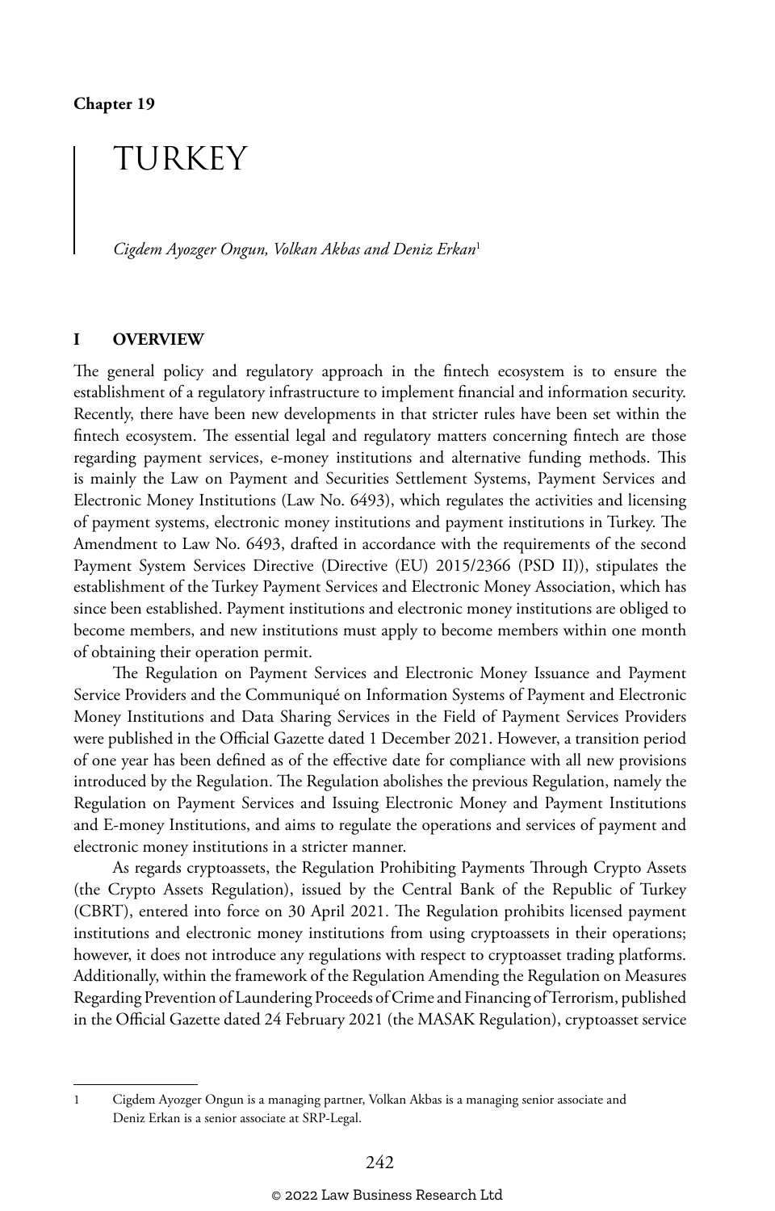**Chapter 19**

# TURKEY

*Cigdem Ayozger Ongun, Volkan Akbas and Deniz Erkan*[1]

## I OVERVIEW

The general policy and regulatory approach in the fintech ecosystem is to ensure the establishment of a regulatory infrastructure to implement financial and information security. Recently, there have been new developments in that stricter rules have been set within the fintech ecosystem. The essential legal and regulatory matters concerning fintech are those regarding payment services, e-money institutions and alternative funding methods. This is mainly the Law on Payment and Securities Settlement Systems, Payment Services and Electronic Money Institutions (Law No. 6493), which regulates the activities and licensing of payment systems, electronic money institutions and payment institutions in Turkey. The Amendment to Law No. 6493, drafted in accordance with the requirements of the second Payment System Services Directive (Directive (EU) 2015/2366 (PSD II)), stipulates the establishment of the Turkey Payment Services and Electronic Money Association, which has since been established. Payment institutions and electronic money institutions are obliged to become members, and new institutions must apply to become members within one month of obtaining their operation permit.

The Regulation on Payment Services and Electronic Money Issuance and Payment Service Providers and the Communiqué on Information Systems of Payment and Electronic Money Institutions and Data Sharing Services in the Field of Payment Services Providers were published in the Official Gazette dated 1 December 2021. However, a transition period of one year has been defined as of the effective date for compliance with all new provisions introduced by the Regulation. The Regulation abolishes the previous Regulation, namely the Regulation on Payment Services and Issuing Electronic Money and Payment Institutions and E-money Institutions, and aims to regulate the operations and services of payment and electronic money institutions in a stricter manner.

As regards cryptoassets, the Regulation Prohibiting Payments Through Crypto Assets (the Crypto Assets Regulation), issued by the Central Bank of the Republic of Turkey (CBRT), entered into force on 30 April 2021. The Regulation prohibits licensed payment institutions and electronic money institutions from using cryptoassets in their operations; however, it does not introduce any regulations with respect to cryptoasset trading platforms. Additionally, within the framework of the Regulation Amending the Regulation on Measures Regarding Prevention of Laundering Proceeds of Crime and Financing of Terrorism, published in the Official Gazette dated 24 February 2021 (the MASAK Regulation), cryptoasset service

---

[1] Cigdem Ayozger Ongun is a managing partner, Volkan Akbas is a managing senior associate and Deniz Erkan is a senior associate at SRP-Legal.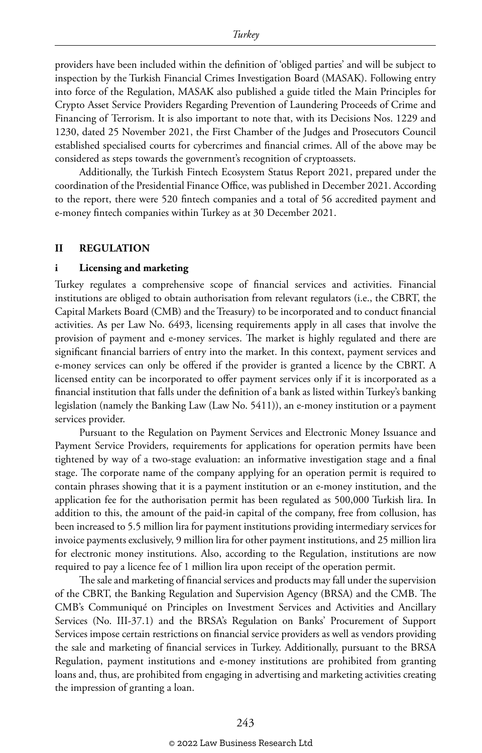providers have been included within the definition of 'obliged parties' and will be subject to inspection by the Turkish Financial Crimes Investigation Board (MASAK). Following entry into force of the Regulation, MASAK also published a guide titled the Main Principles for Crypto Asset Service Providers Regarding Prevention of Laundering Proceeds of Crime and Financing of Terrorism. It is also important to note that, with its Decisions Nos. 1229 and 1230, dated 25 November 2021, the First Chamber of the Judges and Prosecutors Council established specialised courts for cybercrimes and financial crimes. All of the above may be considered as steps towards the government's recognition of cryptoassets.

Additionally, the Turkish Fintech Ecosystem Status Report 2021, prepared under the coordination of the Presidential Finance Office, was published in December 2021. According to the report, there were 520 fintech companies and a total of 56 accredited payment and e-money fintech companies within Turkey as at 30 December 2021.

## II REGULATION

### i Licensing and marketing

Turkey regulates a comprehensive scope of financial services and activities. Financial institutions are obliged to obtain authorisation from relevant regulators (i.e., the CBRT, the Capital Markets Board (CMB) and the Treasury) to be incorporated and to conduct financial activities. As per Law No. 6493, licensing requirements apply in all cases that involve the provision of payment and e-money services. The market is highly regulated and there are significant financial barriers of entry into the market. In this context, payment services and e-money services can only be offered if the provider is granted a licence by the CBRT. A licensed entity can be incorporated to offer payment services only if it is incorporated as a financial institution that falls under the definition of a bank as listed within Turkey's banking legislation (namely the Banking Law (Law No. 5411)), an e-money institution or a payment services provider.

Pursuant to the Regulation on Payment Services and Electronic Money Issuance and Payment Service Providers, requirements for applications for operation permits have been tightened by way of a two-stage evaluation: an informative investigation stage and a final stage. The corporate name of the company applying for an operation permit is required to contain phrases showing that it is a payment institution or an e-money institution, and the application fee for the authorisation permit has been regulated as 500,000 Turkish lira. In addition to this, the amount of the paid-in capital of the company, free from collusion, has been increased to 5.5 million lira for payment institutions providing intermediary services for invoice payments exclusively, 9 million lira for other payment institutions, and 25 million lira for electronic money institutions. Also, according to the Regulation, institutions are now required to pay a licence fee of 1 million lira upon receipt of the operation permit.

The sale and marketing of financial services and products may fall under the supervision of the CBRT, the Banking Regulation and Supervision Agency (BRSA) and the CMB. The CMB's Communiqué on Principles on Investment Services and Activities and Ancillary Services (No. III-37.1) and the BRSA's Regulation on Banks' Procurement of Support Services impose certain restrictions on financial service providers as well as vendors providing the sale and marketing of financial services in Turkey. Additionally, pursuant to the BRSA Regulation, payment institutions and e-money institutions are prohibited from granting loans and, thus, are prohibited from engaging in advertising and marketing activities creating the impression of granting a loan.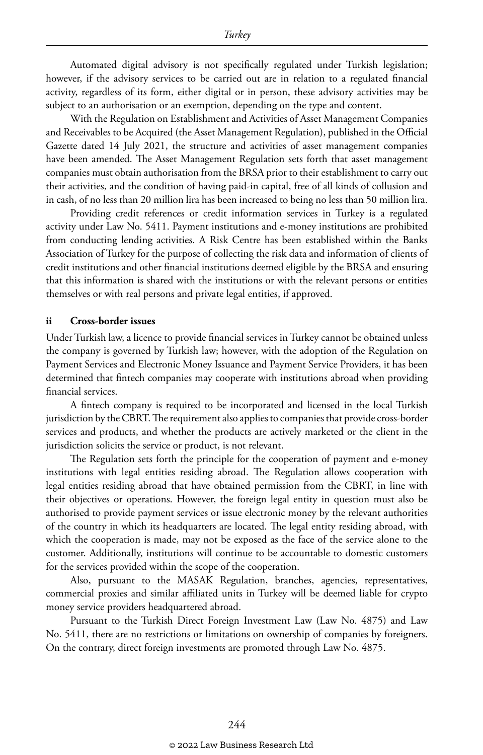Automated digital advisory is not specifically regulated under Turkish legislation; however, if the advisory services to be carried out are in relation to a regulated financial activity, regardless of its form, either digital or in person, these advisory activities may be subject to an authorisation or an exemption, depending on the type and content.

With the Regulation on Establishment and Activities of Asset Management Companies and Receivables to be Acquired (the Asset Management Regulation), published in the Official Gazette dated 14 July 2021, the structure and activities of asset management companies have been amended. The Asset Management Regulation sets forth that asset management companies must obtain authorisation from the BRSA prior to their establishment to carry out their activities, and the condition of having paid-in capital, free of all kinds of collusion and in cash, of no less than 20 million lira has been increased to being no less than 50 million lira.

Providing credit references or credit information services in Turkey is a regulated activity under Law No. 5411. Payment institutions and e-money institutions are prohibited from conducting lending activities. A Risk Centre has been established within the Banks Association of Turkey for the purpose of collecting the risk data and information of clients of credit institutions and other financial institutions deemed eligible by the BRSA and ensuring that this information is shared with the institutions or with the relevant persons or entities themselves or with real persons and private legal entities, if approved.

### ii Cross-border issues

Under Turkish law, a licence to provide financial services in Turkey cannot be obtained unless the company is governed by Turkish law; however, with the adoption of the Regulation on Payment Services and Electronic Money Issuance and Payment Service Providers, it has been determined that fintech companies may cooperate with institutions abroad when providing financial services.

A fintech company is required to be incorporated and licensed in the local Turkish jurisdiction by the CBRT. The requirement also applies to companies that provide cross-border services and products, and whether the products are actively marketed or the client in the jurisdiction solicits the service or product, is not relevant.

The Regulation sets forth the principle for the cooperation of payment and e-money institutions with legal entities residing abroad. The Regulation allows cooperation with legal entities residing abroad that have obtained permission from the CBRT, in line with their objectives or operations. However, the foreign legal entity in question must also be authorised to provide payment services or issue electronic money by the relevant authorities of the country in which its headquarters are located. The legal entity residing abroad, with which the cooperation is made, may not be exposed as the face of the service alone to the customer. Additionally, institutions will continue to be accountable to domestic customers for the services provided within the scope of the cooperation.

Also, pursuant to the MASAK Regulation, branches, agencies, representatives, commercial proxies and similar affiliated units in Turkey will be deemed liable for crypto money service providers headquartered abroad.

Pursuant to the Turkish Direct Foreign Investment Law (Law No. 4875) and Law No. 5411, there are no restrictions or limitations on ownership of companies by foreigners. On the contrary, direct foreign investments are promoted through Law No. 4875.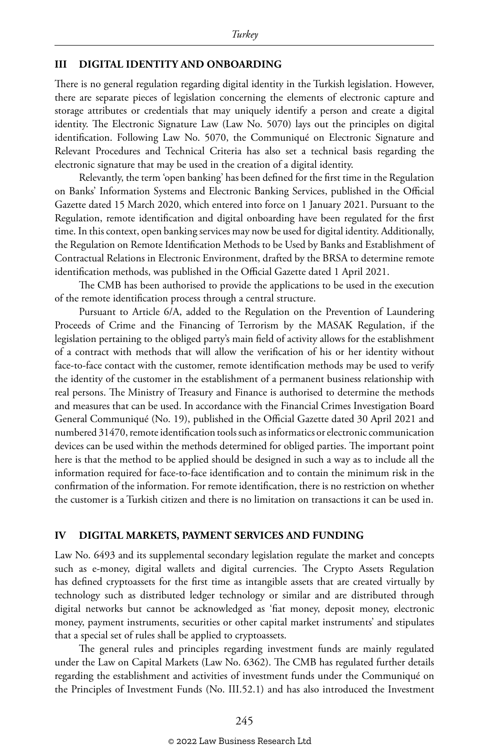## III DIGITAL IDENTITY AND ONBOARDING

There is no general regulation regarding digital identity in the Turkish legislation. However, there are separate pieces of legislation concerning the elements of electronic capture and storage attributes or credentials that may uniquely identify a person and create a digital identity. The Electronic Signature Law (Law No. 5070) lays out the principles on digital identification. Following Law No. 5070, the Communiqué on Electronic Signature and Relevant Procedures and Technical Criteria has also set a technical basis regarding the electronic signature that may be used in the creation of a digital identity.

Relevantly, the term 'open banking' has been defined for the first time in the Regulation on Banks' Information Systems and Electronic Banking Services, published in the Official Gazette dated 15 March 2020, which entered into force on 1 January 2021. Pursuant to the Regulation, remote identification and digital onboarding have been regulated for the first time. In this context, open banking services may now be used for digital identity. Additionally, the Regulation on Remote Identification Methods to be Used by Banks and Establishment of Contractual Relations in Electronic Environment, drafted by the BRSA to determine remote identification methods, was published in the Official Gazette dated 1 April 2021.

The CMB has been authorised to provide the applications to be used in the execution of the remote identification process through a central structure.

Pursuant to Article 6/A, added to the Regulation on the Prevention of Laundering Proceeds of Crime and the Financing of Terrorism by the MASAK Regulation, if the legislation pertaining to the obliged party's main field of activity allows for the establishment of a contract with methods that will allow the verification of his or her identity without face-to-face contact with the customer, remote identification methods may be used to verify the identity of the customer in the establishment of a permanent business relationship with real persons. The Ministry of Treasury and Finance is authorised to determine the methods and measures that can be used. In accordance with the Financial Crimes Investigation Board General Communiqué (No. 19), published in the Official Gazette dated 30 April 2021 and numbered 31470, remote identification tools such as informatics or electronic communication devices can be used within the methods determined for obliged parties. The important point here is that the method to be applied should be designed in such a way as to include all the information required for face-to-face identification and to contain the minimum risk in the confirmation of the information. For remote identification, there is no restriction on whether the customer is a Turkish citizen and there is no limitation on transactions it can be used in.

## IV DIGITAL MARKETS, PAYMENT SERVICES AND FUNDING

Law No. 6493 and its supplemental secondary legislation regulate the market and concepts such as e-money, digital wallets and digital currencies. The Crypto Assets Regulation has defined cryptoassets for the first time as intangible assets that are created virtually by technology such as distributed ledger technology or similar and are distributed through digital networks but cannot be acknowledged as 'fiat money, deposit money, electronic money, payment instruments, securities or other capital market instruments' and stipulates that a special set of rules shall be applied to cryptoassets.

The general rules and principles regarding investment funds are mainly regulated under the Law on Capital Markets (Law No. 6362). The CMB has regulated further details regarding the establishment and activities of investment funds under the Communiqué on the Principles of Investment Funds (No. III.52.1) and has also introduced the Investment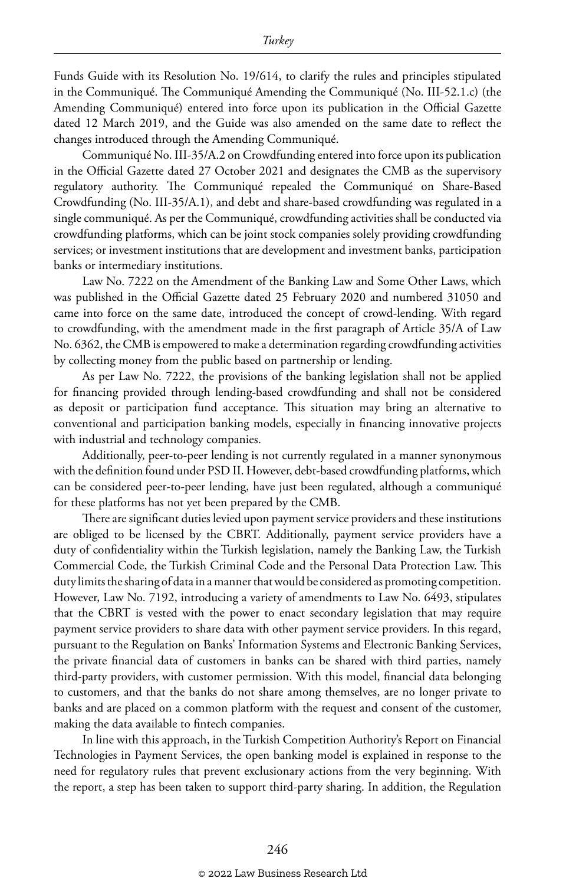Funds Guide with its Resolution No. 19/614, to clarify the rules and principles stipulated in the Communiqué. The Communiqué Amending the Communiqué (No. III-52.1.c) (the Amending Communiqué) entered into force upon its publication in the Official Gazette dated 12 March 2019, and the Guide was also amended on the same date to reflect the changes introduced through the Amending Communiqué.

Communiqué No. III-35/A.2 on Crowdfunding entered into force upon its publication in the Official Gazette dated 27 October 2021 and designates the CMB as the supervisory regulatory authority. The Communiqué repealed the Communiqué on Share-Based Crowdfunding (No. III-35/A.1), and debt and share-based crowdfunding was regulated in a single communiqué. As per the Communiqué, crowdfunding activities shall be conducted via crowdfunding platforms, which can be joint stock companies solely providing crowdfunding services; or investment institutions that are development and investment banks, participation banks or intermediary institutions.

Law No. 7222 on the Amendment of the Banking Law and Some Other Laws, which was published in the Official Gazette dated 25 February 2020 and numbered 31050 and came into force on the same date, introduced the concept of crowd-lending. With regard to crowdfunding, with the amendment made in the first paragraph of Article 35/A of Law No. 6362, the CMB is empowered to make a determination regarding crowdfunding activities by collecting money from the public based on partnership or lending.

As per Law No. 7222, the provisions of the banking legislation shall not be applied for financing provided through lending-based crowdfunding and shall not be considered as deposit or participation fund acceptance. This situation may bring an alternative to conventional and participation banking models, especially in financing innovative projects with industrial and technology companies.

Additionally, peer-to-peer lending is not currently regulated in a manner synonymous with the definition found under PSD II. However, debt-based crowdfunding platforms, which can be considered peer-to-peer lending, have just been regulated, although a communiqué for these platforms has not yet been prepared by the CMB.

There are significant duties levied upon payment service providers and these institutions are obliged to be licensed by the CBRT. Additionally, payment service providers have a duty of confidentiality within the Turkish legislation, namely the Banking Law, the Turkish Commercial Code, the Turkish Criminal Code and the Personal Data Protection Law. This duty limits the sharing of data in a manner that would be considered as promoting competition. However, Law No. 7192, introducing a variety of amendments to Law No. 6493, stipulates that the CBRT is vested with the power to enact secondary legislation that may require payment service providers to share data with other payment service providers. In this regard, pursuant to the Regulation on Banks' Information Systems and Electronic Banking Services, the private financial data of customers in banks can be shared with third parties, namely third-party providers, with customer permission. With this model, financial data belonging to customers, and that the banks do not share among themselves, are no longer private to banks and are placed on a common platform with the request and consent of the customer, making the data available to fintech companies.

In line with this approach, in the Turkish Competition Authority's Report on Financial Technologies in Payment Services, the open banking model is explained in response to the need for regulatory rules that prevent exclusionary actions from the very beginning. With the report, a step has been taken to support third-party sharing. In addition, the Regulation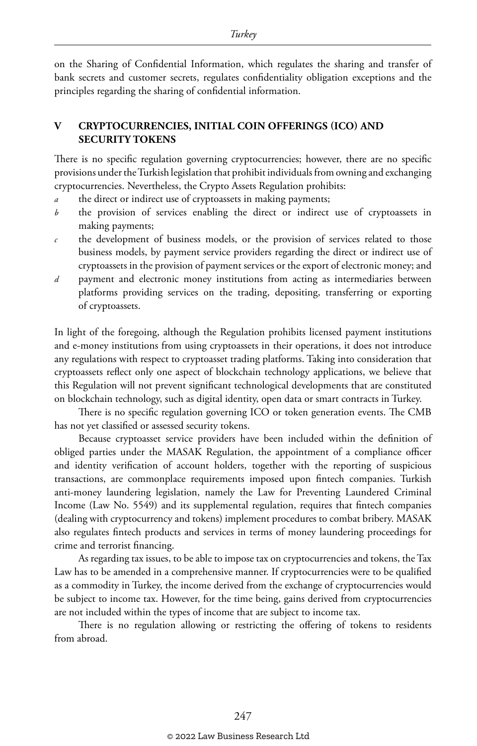on the Sharing of Confidential Information, which regulates the sharing and transfer of bank secrets and customer secrets, regulates confidentiality obligation exceptions and the principles regarding the sharing of confidential information.

## V CRYPTOCURRENCIES, INITIAL COIN OFFERINGS (ICO) AND SECURITY TOKENS

There is no specific regulation governing cryptocurrencies; however, there are no specific provisions under the Turkish legislation that prohibit individuals from owning and exchanging cryptocurrencies. Nevertheless, the Crypto Assets Regulation prohibits:

*a* the direct or indirect use of cryptoassets in making payments;

*b* the provision of services enabling the direct or indirect use of cryptoassets in making payments;

*c* the development of business models, or the provision of services related to those business models, by payment service providers regarding the direct or indirect use of cryptoassets in the provision of payment services or the export of electronic money; and

*d* payment and electronic money institutions from acting as intermediaries between platforms providing services on the trading, depositing, transferring or exporting of cryptoassets.

In light of the foregoing, although the Regulation prohibits licensed payment institutions and e-money institutions from using cryptoassets in their operations, it does not introduce any regulations with respect to cryptoasset trading platforms. Taking into consideration that cryptoassets reflect only one aspect of blockchain technology applications, we believe that this Regulation will not prevent significant technological developments that are constituted on blockchain technology, such as digital identity, open data or smart contracts in Turkey.

There is no specific regulation governing ICO or token generation events. The CMB has not yet classified or assessed security tokens.

Because cryptoasset service providers have been included within the definition of obliged parties under the MASAK Regulation, the appointment of a compliance officer and identity verification of account holders, together with the reporting of suspicious transactions, are commonplace requirements imposed upon fintech companies. Turkish anti-money laundering legislation, namely the Law for Preventing Laundered Criminal Income (Law No. 5549) and its supplemental regulation, requires that fintech companies (dealing with cryptocurrency and tokens) implement procedures to combat bribery. MASAK also regulates fintech products and services in terms of money laundering proceedings for crime and terrorist financing.

As regarding tax issues, to be able to impose tax on cryptocurrencies and tokens, the Tax Law has to be amended in a comprehensive manner. If cryptocurrencies were to be qualified as a commodity in Turkey, the income derived from the exchange of cryptocurrencies would be subject to income tax. However, for the time being, gains derived from cryptocurrencies are not included within the types of income that are subject to income tax.

There is no regulation allowing or restricting the offering of tokens to residents from abroad.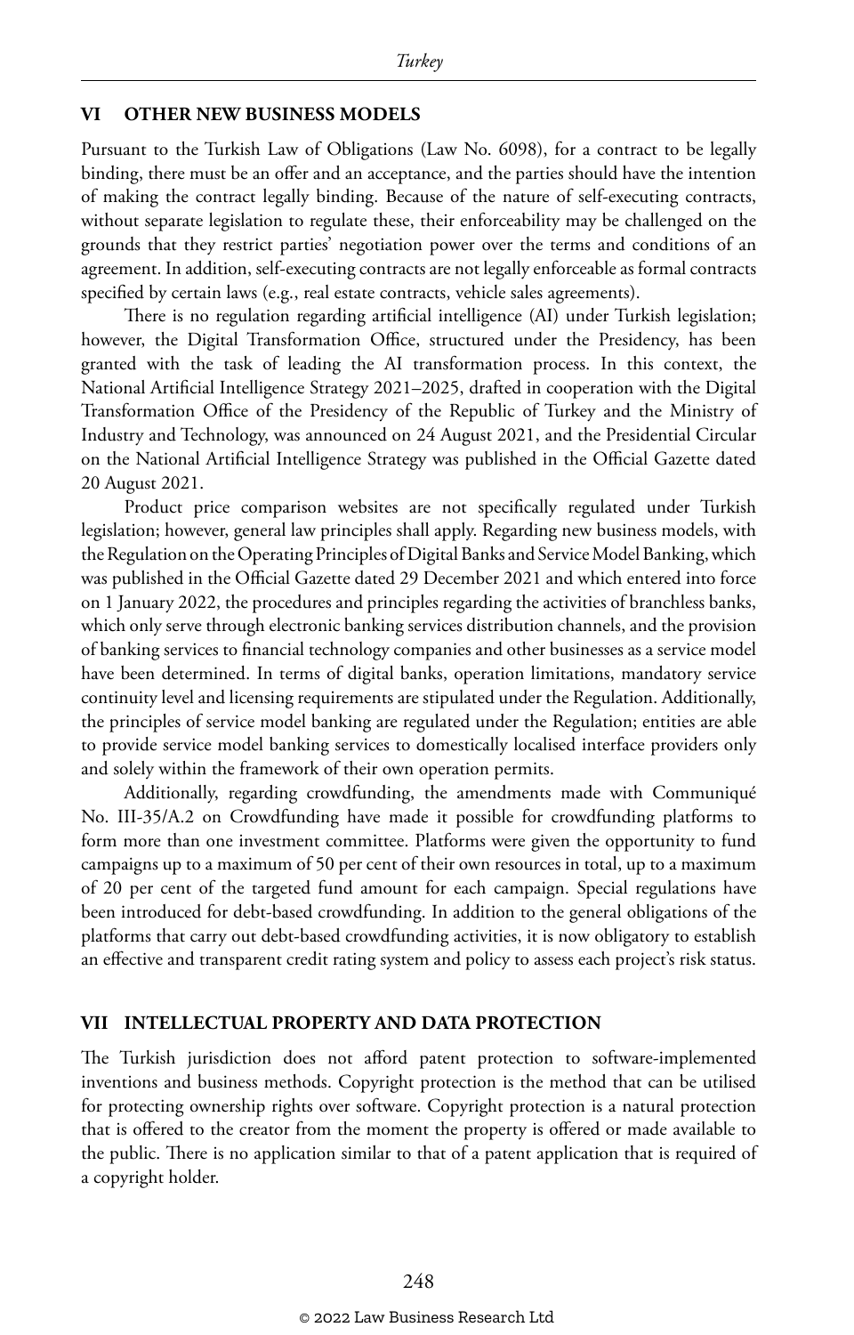## VI OTHER NEW BUSINESS MODELS

Pursuant to the Turkish Law of Obligations (Law No. 6098), for a contract to be legally binding, there must be an offer and an acceptance, and the parties should have the intention of making the contract legally binding. Because of the nature of self-executing contracts, without separate legislation to regulate these, their enforceability may be challenged on the grounds that they restrict parties' negotiation power over the terms and conditions of an agreement. In addition, self-executing contracts are not legally enforceable as formal contracts specified by certain laws (e.g., real estate contracts, vehicle sales agreements).

There is no regulation regarding artificial intelligence (AI) under Turkish legislation; however, the Digital Transformation Office, structured under the Presidency, has been granted with the task of leading the AI transformation process. In this context, the National Artificial Intelligence Strategy 2021–2025, drafted in cooperation with the Digital Transformation Office of the Presidency of the Republic of Turkey and the Ministry of Industry and Technology, was announced on 24 August 2021, and the Presidential Circular on the National Artificial Intelligence Strategy was published in the Official Gazette dated 20 August 2021.

Product price comparison websites are not specifically regulated under Turkish legislation; however, general law principles shall apply. Regarding new business models, with the Regulation on the Operating Principles of Digital Banks and Service Model Banking, which was published in the Official Gazette dated 29 December 2021 and which entered into force on 1 January 2022, the procedures and principles regarding the activities of branchless banks, which only serve through electronic banking services distribution channels, and the provision of banking services to financial technology companies and other businesses as a service model have been determined. In terms of digital banks, operation limitations, mandatory service continuity level and licensing requirements are stipulated under the Regulation. Additionally, the principles of service model banking are regulated under the Regulation; entities are able to provide service model banking services to domestically localised interface providers only and solely within the framework of their own operation permits.

Additionally, regarding crowdfunding, the amendments made with Communiqué No. III-35/A.2 on Crowdfunding have made it possible for crowdfunding platforms to form more than one investment committee. Platforms were given the opportunity to fund campaigns up to a maximum of 50 per cent of their own resources in total, up to a maximum of 20 per cent of the targeted fund amount for each campaign. Special regulations have been introduced for debt-based crowdfunding. In addition to the general obligations of the platforms that carry out debt-based crowdfunding activities, it is now obligatory to establish an effective and transparent credit rating system and policy to assess each project's risk status.

## VII INTELLECTUAL PROPERTY AND DATA PROTECTION

The Turkish jurisdiction does not afford patent protection to software-implemented inventions and business methods. Copyright protection is the method that can be utilised for protecting ownership rights over software. Copyright protection is a natural protection that is offered to the creator from the moment the property is offered or made available to the public. There is no application similar to that of a patent application that is required of a copyright holder.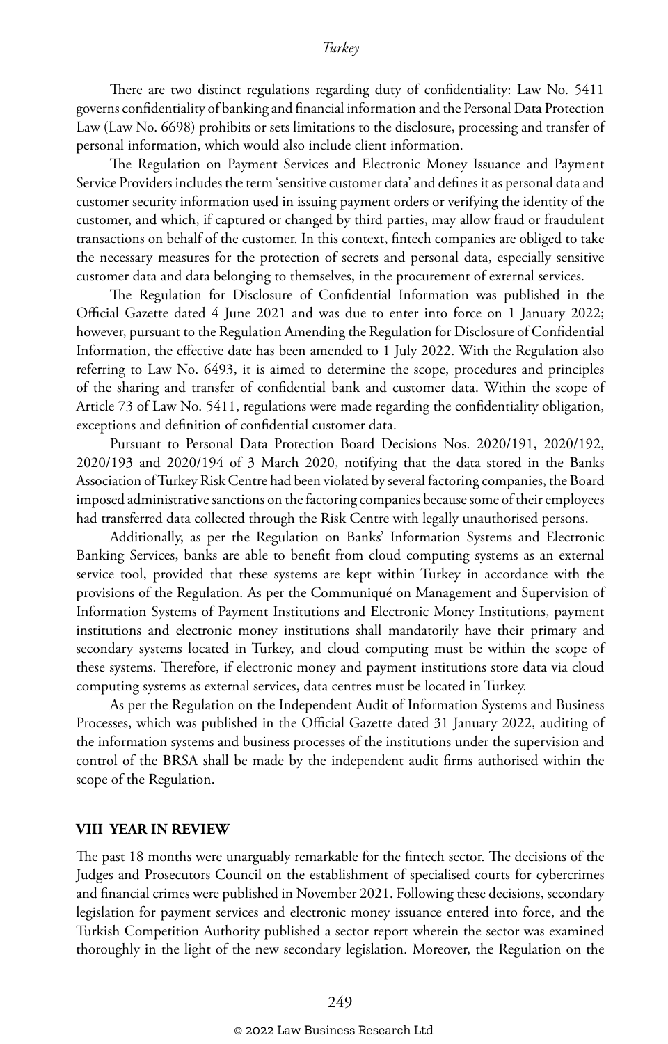There are two distinct regulations regarding duty of confidentiality: Law No. 5411 governs confidentiality of banking and financial information and the Personal Data Protection Law (Law No. 6698) prohibits or sets limitations to the disclosure, processing and transfer of personal information, which would also include client information.

The Regulation on Payment Services and Electronic Money Issuance and Payment Service Providers includes the term 'sensitive customer data' and defines it as personal data and customer security information used in issuing payment orders or verifying the identity of the customer, and which, if captured or changed by third parties, may allow fraud or fraudulent transactions on behalf of the customer. In this context, fintech companies are obliged to take the necessary measures for the protection of secrets and personal data, especially sensitive customer data and data belonging to themselves, in the procurement of external services.

The Regulation for Disclosure of Confidential Information was published in the Official Gazette dated 4 June 2021 and was due to enter into force on 1 January 2022; however, pursuant to the Regulation Amending the Regulation for Disclosure of Confidential Information, the effective date has been amended to 1 July 2022. With the Regulation also referring to Law No. 6493, it is aimed to determine the scope, procedures and principles of the sharing and transfer of confidential bank and customer data. Within the scope of Article 73 of Law No. 5411, regulations were made regarding the confidentiality obligation, exceptions and definition of confidential customer data.

Pursuant to Personal Data Protection Board Decisions Nos. 2020/191, 2020/192, 2020/193 and 2020/194 of 3 March 2020, notifying that the data stored in the Banks Association of Turkey Risk Centre had been violated by several factoring companies, the Board imposed administrative sanctions on the factoring companies because some of their employees had transferred data collected through the Risk Centre with legally unauthorised persons.

Additionally, as per the Regulation on Banks' Information Systems and Electronic Banking Services, banks are able to benefit from cloud computing systems as an external service tool, provided that these systems are kept within Turkey in accordance with the provisions of the Regulation. As per the Communiqué on Management and Supervision of Information Systems of Payment Institutions and Electronic Money Institutions, payment institutions and electronic money institutions shall mandatorily have their primary and secondary systems located in Turkey, and cloud computing must be within the scope of these systems. Therefore, if electronic money and payment institutions store data via cloud computing systems as external services, data centres must be located in Turkey.

As per the Regulation on the Independent Audit of Information Systems and Business Processes, which was published in the Official Gazette dated 31 January 2022, auditing of the information systems and business processes of the institutions under the supervision and control of the BRSA shall be made by the independent audit firms authorised within the scope of the Regulation.

## VIII YEAR IN REVIEW

The past 18 months were unarguably remarkable for the fintech sector. The decisions of the Judges and Prosecutors Council on the establishment of specialised courts for cybercrimes and financial crimes were published in November 2021. Following these decisions, secondary legislation for payment services and electronic money issuance entered into force, and the Turkish Competition Authority published a sector report wherein the sector was examined thoroughly in the light of the new secondary legislation. Moreover, the Regulation on the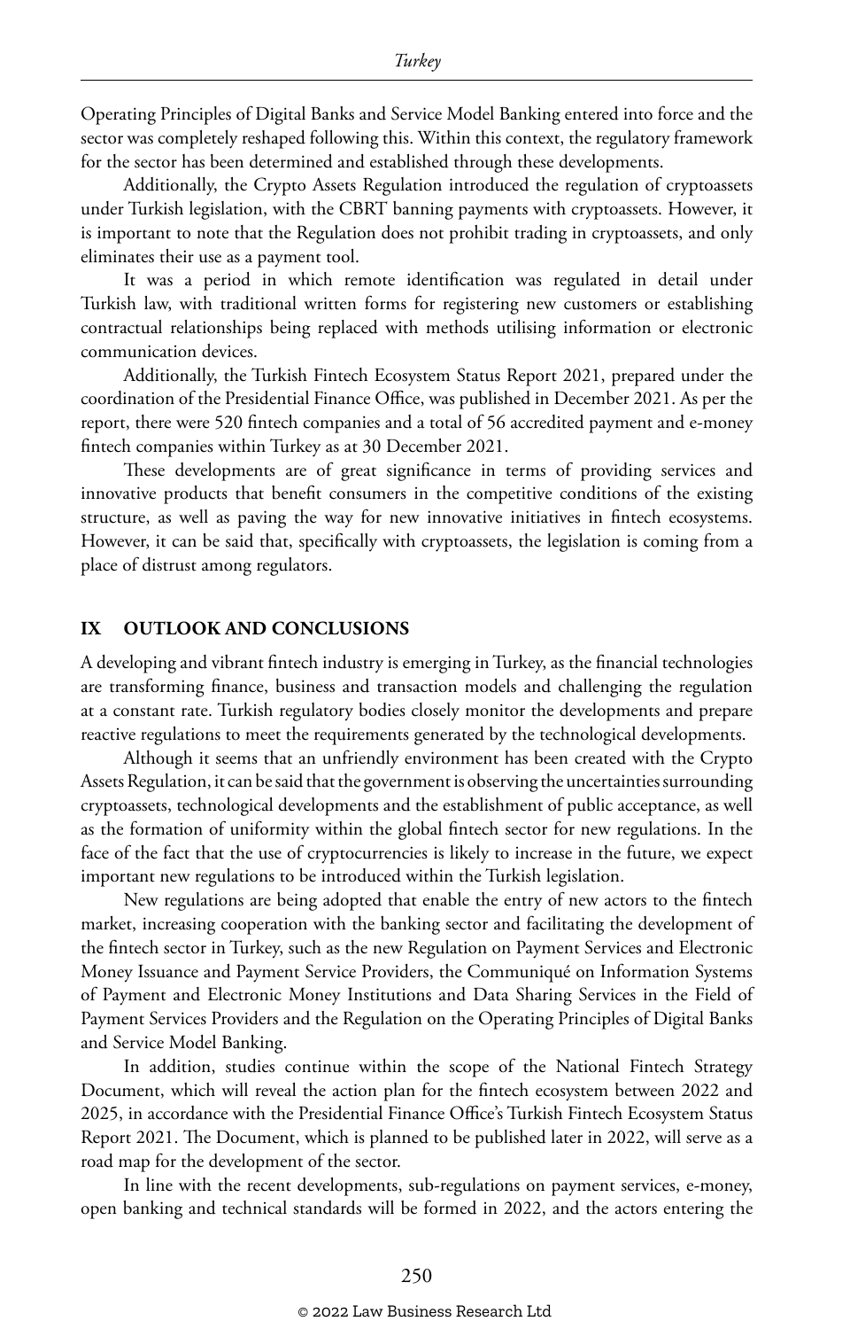Operating Principles of Digital Banks and Service Model Banking entered into force and the sector was completely reshaped following this. Within this context, the regulatory framework for the sector has been determined and established through these developments.

Additionally, the Crypto Assets Regulation introduced the regulation of cryptoassets under Turkish legislation, with the CBRT banning payments with cryptoassets. However, it is important to note that the Regulation does not prohibit trading in cryptoassets, and only eliminates their use as a payment tool.

It was a period in which remote identification was regulated in detail under Turkish law, with traditional written forms for registering new customers or establishing contractual relationships being replaced with methods utilising information or electronic communication devices.

Additionally, the Turkish Fintech Ecosystem Status Report 2021, prepared under the coordination of the Presidential Finance Office, was published in December 2021. As per the report, there were 520 fintech companies and a total of 56 accredited payment and e-money fintech companies within Turkey as at 30 December 2021.

These developments are of great significance in terms of providing services and innovative products that benefit consumers in the competitive conditions of the existing structure, as well as paving the way for new innovative initiatives in fintech ecosystems. However, it can be said that, specifically with cryptoassets, the legislation is coming from a place of distrust among regulators.

## IX OUTLOOK AND CONCLUSIONS

A developing and vibrant fintech industry is emerging in Turkey, as the financial technologies are transforming finance, business and transaction models and challenging the regulation at a constant rate. Turkish regulatory bodies closely monitor the developments and prepare reactive regulations to meet the requirements generated by the technological developments.

Although it seems that an unfriendly environment has been created with the Crypto Assets Regulation, it can be said that the government is observing the uncertainties surrounding cryptoassets, technological developments and the establishment of public acceptance, as well as the formation of uniformity within the global fintech sector for new regulations. In the face of the fact that the use of cryptocurrencies is likely to increase in the future, we expect important new regulations to be introduced within the Turkish legislation.

New regulations are being adopted that enable the entry of new actors to the fintech market, increasing cooperation with the banking sector and facilitating the development of the fintech sector in Turkey, such as the new Regulation on Payment Services and Electronic Money Issuance and Payment Service Providers, the Communiqué on Information Systems of Payment and Electronic Money Institutions and Data Sharing Services in the Field of Payment Services Providers and the Regulation on the Operating Principles of Digital Banks and Service Model Banking.

In addition, studies continue within the scope of the National Fintech Strategy Document, which will reveal the action plan for the fintech ecosystem between 2022 and 2025, in accordance with the Presidential Finance Office's Turkish Fintech Ecosystem Status Report 2021. The Document, which is planned to be published later in 2022, will serve as a road map for the development of the sector.

In line with the recent developments, sub-regulations on payment services, e-money, open banking and technical standards will be formed in 2022, and the actors entering the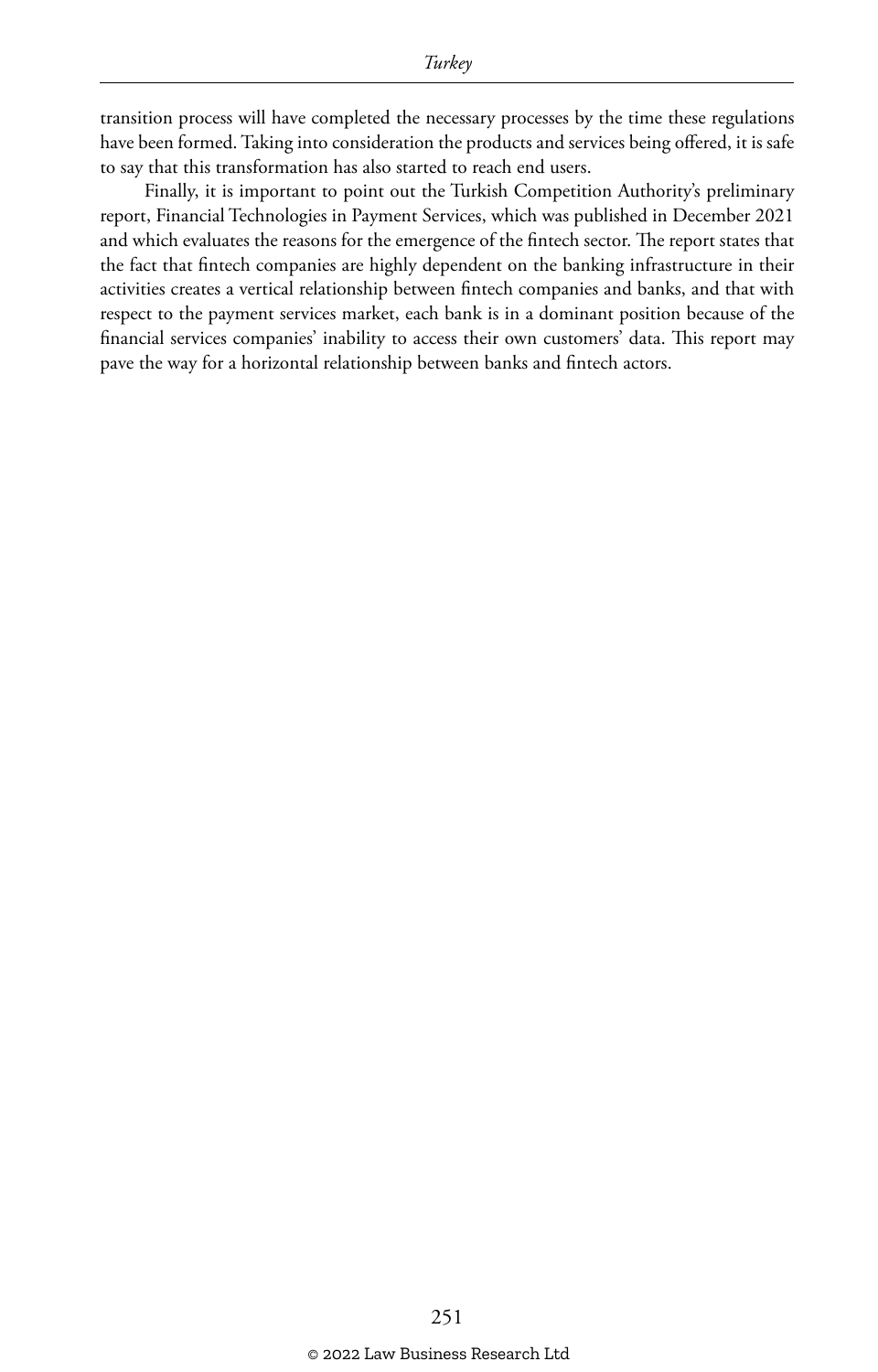transition process will have completed the necessary processes by the time these regulations have been formed. Taking into consideration the products and services being offered, it is safe to say that this transformation has also started to reach end users.

Finally, it is important to point out the Turkish Competition Authority's preliminary report, Financial Technologies in Payment Services, which was published in December 2021 and which evaluates the reasons for the emergence of the fintech sector. The report states that the fact that fintech companies are highly dependent on the banking infrastructure in their activities creates a vertical relationship between fintech companies and banks, and that with respect to the payment services market, each bank is in a dominant position because of the financial services companies' inability to access their own customers' data. This report may pave the way for a horizontal relationship between banks and fintech actors.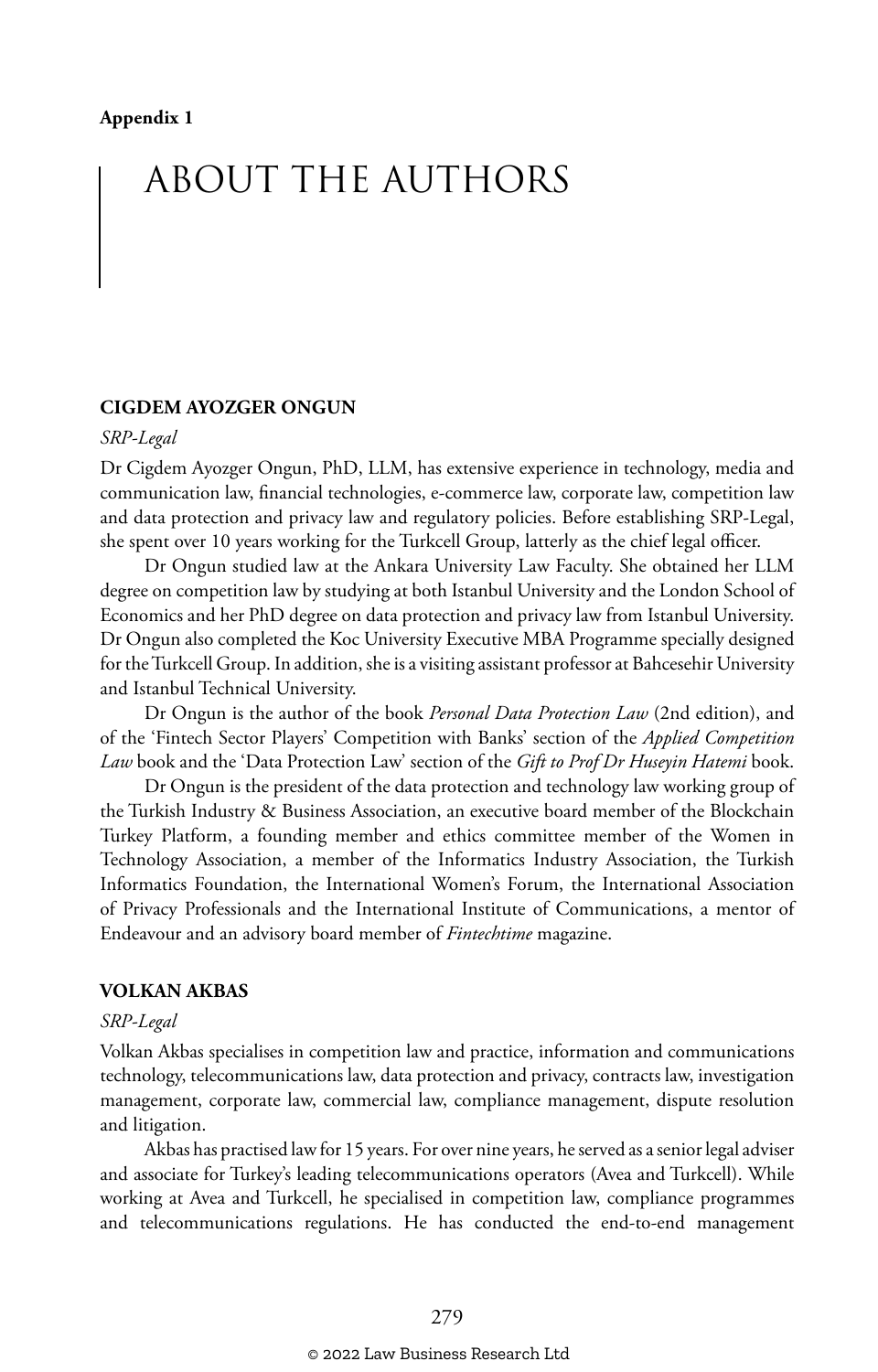**Appendix 1**

# ABOUT THE AUTHORS

### CIGDEM AYOZGER ONGUN

*SRP-Legal*

Dr Cigdem Ayozger Ongun, PhD, LLM, has extensive experience in technology, media and communication law, financial technologies, e-commerce law, corporate law, competition law and data protection and privacy law and regulatory policies. Before establishing SRP-Legal, she spent over 10 years working for the Turkcell Group, latterly as the chief legal officer.

Dr Ongun studied law at the Ankara University Law Faculty. She obtained her LLM degree on competition law by studying at both Istanbul University and the London School of Economics and her PhD degree on data protection and privacy law from Istanbul University. Dr Ongun also completed the Koc University Executive MBA Programme specially designed for the Turkcell Group. In addition, she is a visiting assistant professor at Bahcesehir University and Istanbul Technical University.

Dr Ongun is the author of the book *Personal Data Protection Law* (2nd edition), and of the 'Fintech Sector Players' Competition with Banks' section of the *Applied Competition Law* book and the 'Data Protection Law' section of the *Gift to Prof Dr Huseyin Hatemi* book.

Dr Ongun is the president of the data protection and technology law working group of the Turkish Industry & Business Association, an executive board member of the Blockchain Turkey Platform, a founding member and ethics committee member of the Women in Technology Association, a member of the Informatics Industry Association, the Turkish Informatics Foundation, the International Women's Forum, the International Association of Privacy Professionals and the International Institute of Communications, a mentor of Endeavour and an advisory board member of *Fintechtime* magazine.

### VOLKAN AKBAS

*SRP-Legal*

Volkan Akbas specialises in competition law and practice, information and communications technology, telecommunications law, data protection and privacy, contracts law, investigation management, corporate law, commercial law, compliance management, dispute resolution and litigation.

Akbas has practised law for 15 years. For over nine years, he served as a senior legal adviser and associate for Turkey's leading telecommunications operators (Avea and Turkcell). While working at Avea and Turkcell, he specialised in competition law, compliance programmes and telecommunications regulations. He has conducted the end-to-end management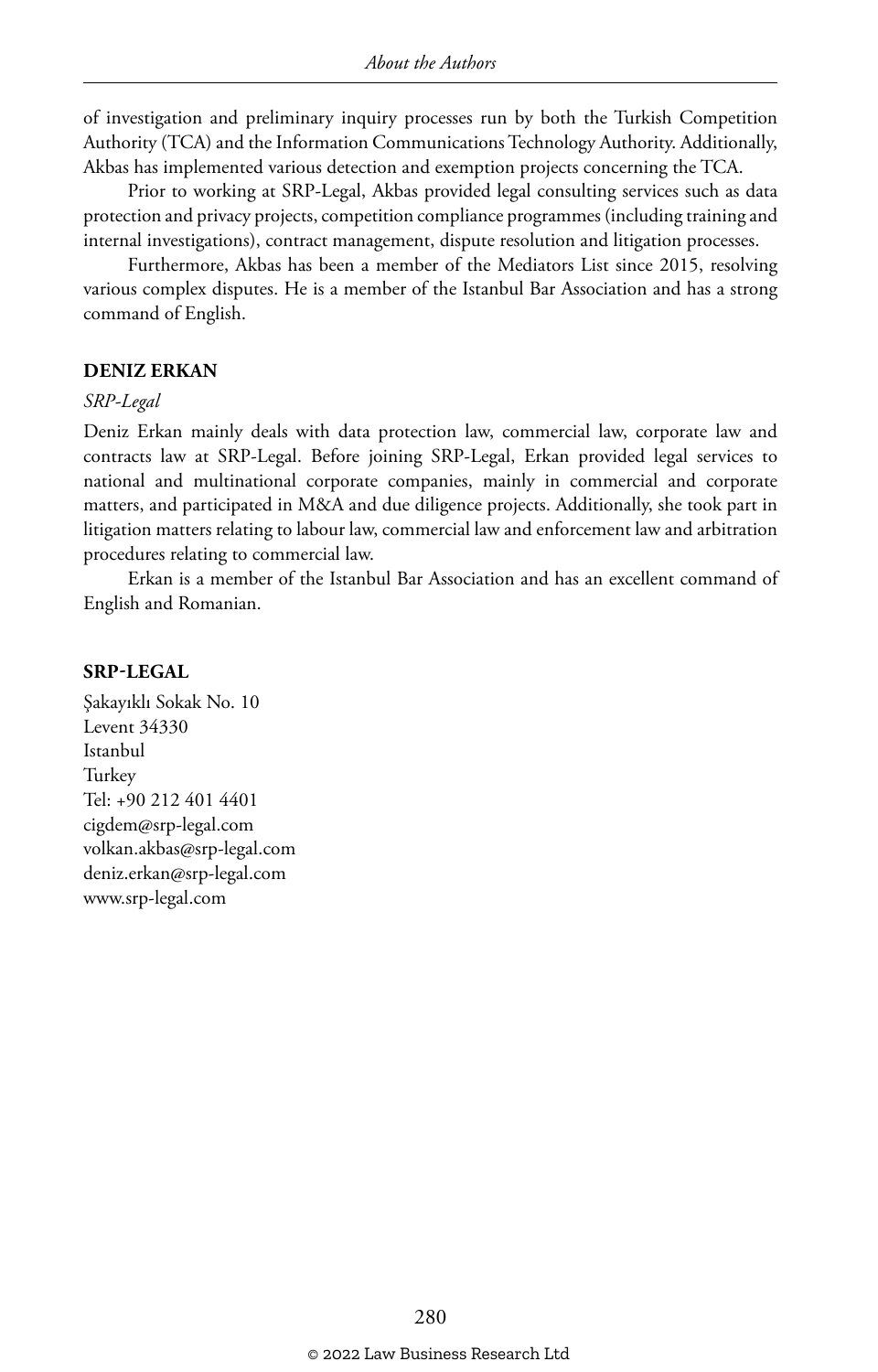of investigation and preliminary inquiry processes run by both the Turkish Competition Authority (TCA) and the Information Communications Technology Authority. Additionally, Akbas has implemented various detection and exemption projects concerning the TCA.

Prior to working at SRP-Legal, Akbas provided legal consulting services such as data protection and privacy projects, competition compliance programmes (including training and internal investigations), contract management, dispute resolution and litigation processes.

Furthermore, Akbas has been a member of the Mediators List since 2015, resolving various complex disputes. He is a member of the Istanbul Bar Association and has a strong command of English.

### DENIZ ERKAN

*SRP-Legal*

Deniz Erkan mainly deals with data protection law, commercial law, corporate law and contracts law at SRP-Legal. Before joining SRP-Legal, Erkan provided legal services to national and multinational corporate companies, mainly in commercial and corporate matters, and participated in M&A and due diligence projects. Additionally, she took part in litigation matters relating to labour law, commercial law and enforcement law and arbitration procedures relating to commercial law.

Erkan is a member of the Istanbul Bar Association and has an excellent command of English and Romanian.

### SRP-LEGAL

Şakayıklı Sokak No. 10
Levent 34330
Istanbul
Turkey
Tel: +90 212 401 4401
cigdem@srp-legal.com
volkan.akbas@srp-legal.com
deniz.erkan@srp-legal.com
www.srp-legal.com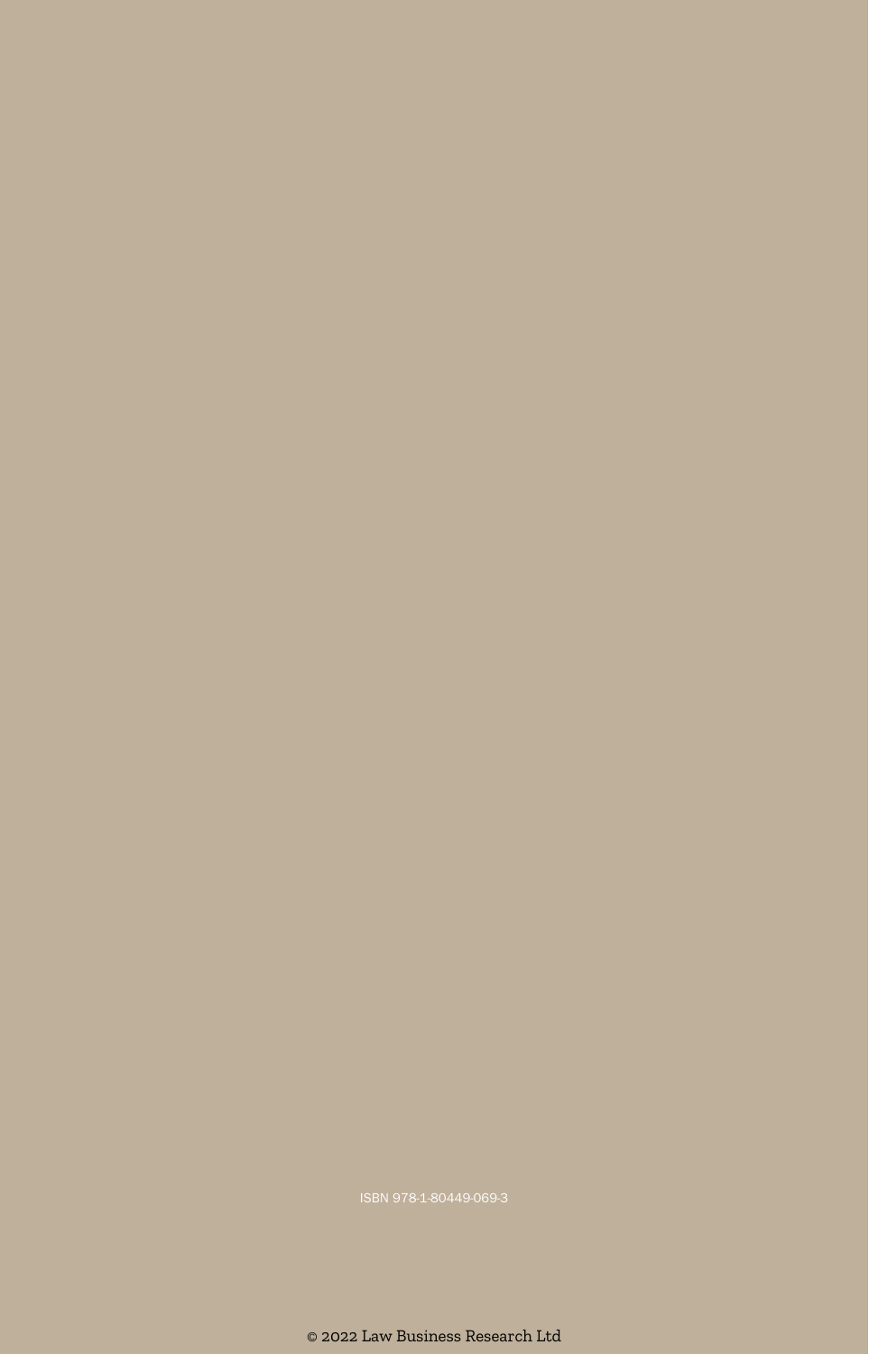ISBN 978-1-80449-069-3

© 2022 Law Business Research Ltd